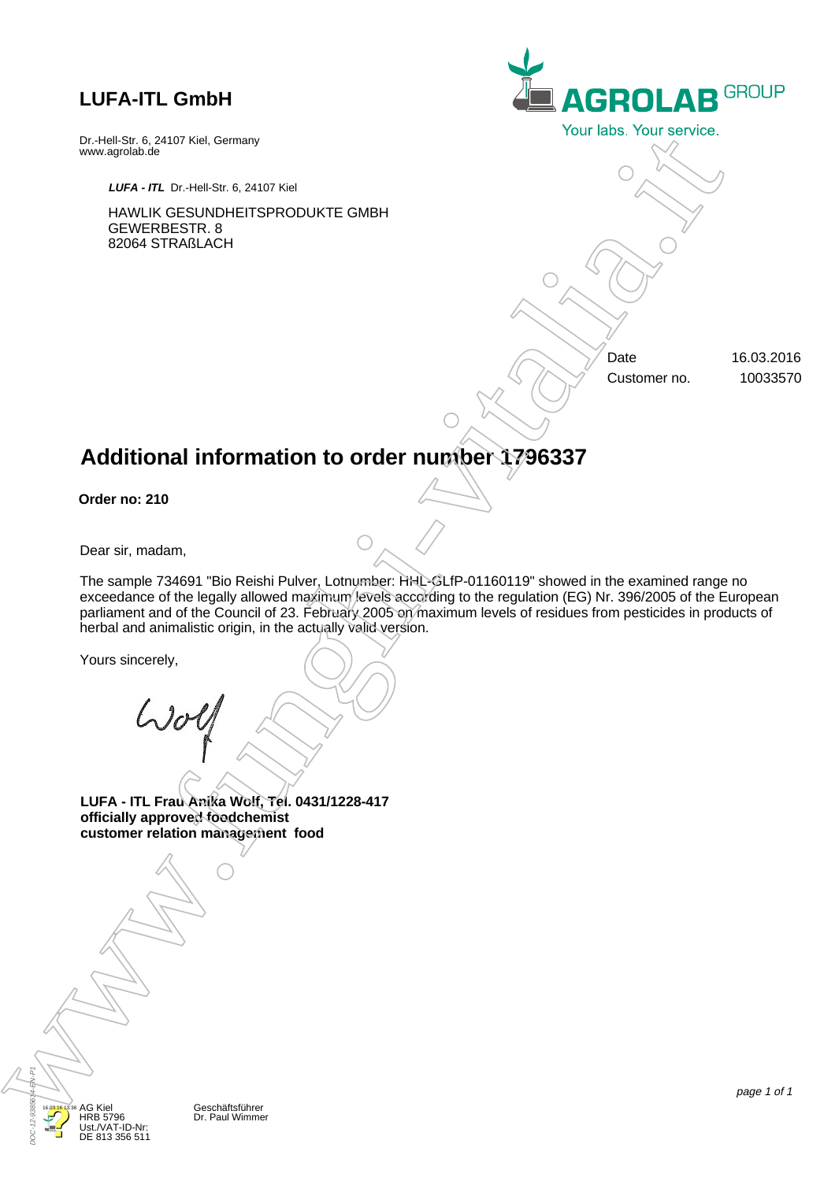## LUFA-ITL GmbH

Dr.-Hell-Str. 6, 24107 Kiel, Germany
www.agrolab.de

**AGROLAB** GROUP
Your labs. Your service.

***LUFA - ITL*** Dr.-Hell-Str. 6, 24107 Kiel

HAWLIK GESUNDHEITSPRODUKTE GMBH
GEWERBESTR. 8
82064 STRAßLACH

| | |
|---|---|
| Date | 16.03.2016 |
| Customer no. | 10033570 |

# Additional information to order number 1796337

**Order no: 210**

Dear sir, madam,

The sample 734691 "Bio Reishi Pulver, Lotnumber: HHL-GLfP-01160119" showed in the examined range no exceedance of the legally allowed maximum levels according to the regulation (EG) Nr. 396/2005 of the European parliament and of the Council of 23. February 2005 on maximum levels of residues from pesticides in products of herbal and animalistic origin, in the actually valid version.

Yours sincerely,

Wolf

**LUFA - ITL Frau Anika Wolf, Tel. 0431/1228-417**
**officially approved foodchemist**
**customer relation management food**

AG Kiel
HRB 5796
Ust./VAT-ID-Nr:
DE 813 356 511

Geschäftsführer
Dr. Paul Wimmer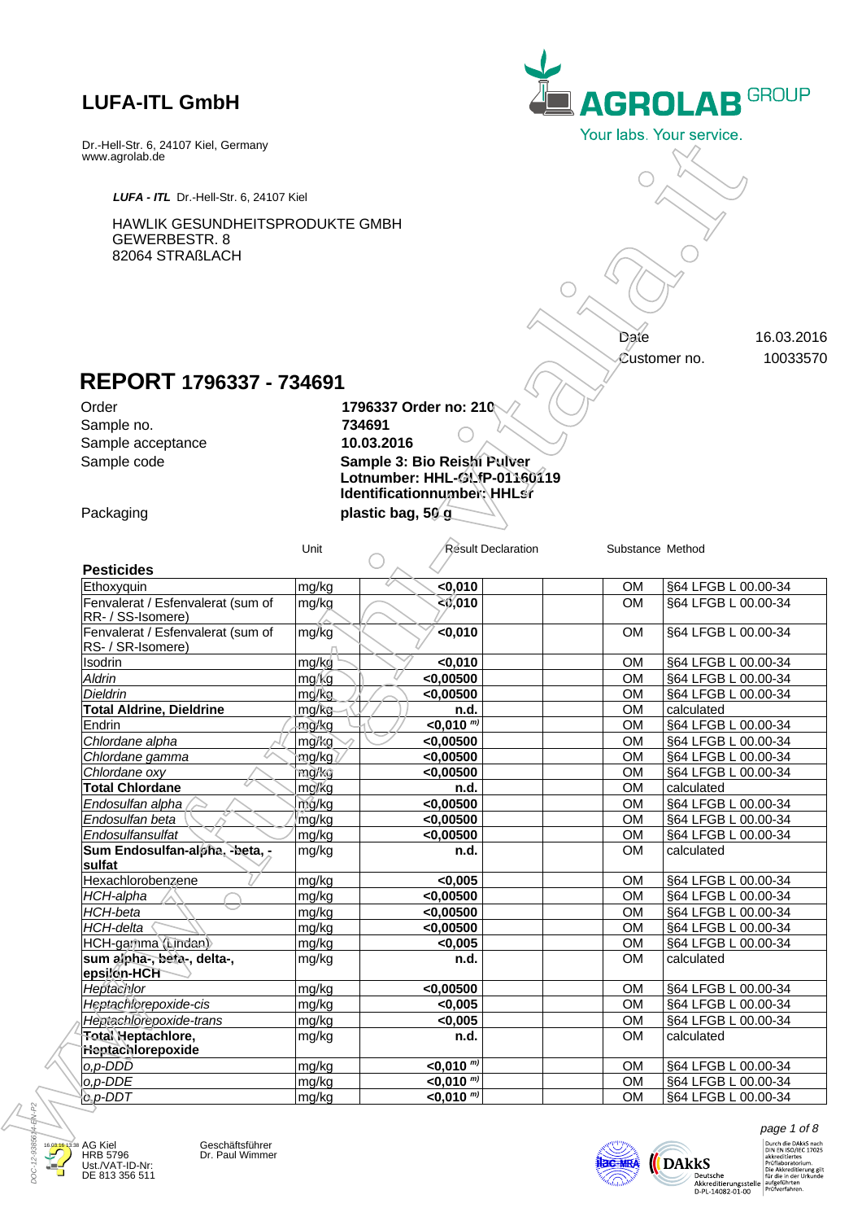# LUFA-ITL GmbH

Dr.-Hell-Str. 6, 24107 Kiel, Germany
www.agrolab.de

AGROLAB GROUP
Your labs. Your service.

*LUFA - ITL* Dr.-Hell-Str. 6, 24107 Kiel

HAWLIK GESUNDHEITSPRODUKTE GMBH
GEWERBESTR. 8
82064 STRAßLACH

Date 16.03.2016
Customer no. 10033570

## REPORT 1796337 - 734691

| | |
|---|---|
| Order | **1796337 Order no: 210** |
| Sample no. | **734691** |
| Sample acceptance | **10.03.2016** |
| Sample code | **Sample 3: Bio Reishi Pulver Lotnumber: HHL-GLfP-01160119 Identificationnumber: HHLsr** |
| Packaging | **plastic bag, 50 g** |

| | Unit | Result | Declaration | | Substance | Method |
|---|---|---|---|---|---|---|
| **Pesticides** | | | | | | |
| Ethoxyquin | mg/kg | **<0,010** | | | OM | §64 LFGB L 00.00-34 |
| Fenvalerat / Esfenvalerat (sum of RR- / SS-Isomere) | mg/kg | **<0,010** | | | OM | §64 LFGB L 00.00-34 |
| Fenvalerat / Esfenvalerat (sum of RS- / SR-Isomere) | mg/kg | **<0,010** | | | OM | §64 LFGB L 00.00-34 |
| Isodrin | mg/kg | **<0,010** | | | OM | §64 LFGB L 00.00-34 |
| *Aldrin* | mg/kg | **<0,00500** | | | OM | §64 LFGB L 00.00-34 |
| *Dieldrin* | mg/kg | **<0,00500** | | | OM | §64 LFGB L 00.00-34 |
| **Total Aldrine, Dieldrine** | mg/kg | **n.d.** | | | OM | calculated |
| Endrin | mg/kg | **<0,010 m)** | | | OM | §64 LFGB L 00.00-34 |
| *Chlordane alpha* | mg/kg | **<0,00500** | | | OM | §64 LFGB L 00.00-34 |
| *Chlordane gamma* | mg/kg | **<0,00500** | | | OM | §64 LFGB L 00.00-34 |
| *Chlordane oxy* | mg/kg | **<0,00500** | | | OM | §64 LFGB L 00.00-34 |
| **Total Chlordane** | mg/kg | **n.d.** | | | OM | calculated |
| *Endosulfan alpha* | mg/kg | **<0,00500** | | | OM | §64 LFGB L 00.00-34 |
| *Endosulfan beta* | mg/kg | **<0,00500** | | | OM | §64 LFGB L 00.00-34 |
| *Endosulfansulfat* | mg/kg | **<0,00500** | | | OM | §64 LFGB L 00.00-34 |
| **Sum Endosulfan-alpha, -beta, -sulfat** | mg/kg | **n.d.** | | | OM | calculated |
| Hexachlorobenzene | mg/kg | **<0,005** | | | OM | §64 LFGB L 00.00-34 |
| *HCH-alpha* | mg/kg | **<0,00500** | | | OM | §64 LFGB L 00.00-34 |
| *HCH-beta* | mg/kg | **<0,00500** | | | OM | §64 LFGB L 00.00-34 |
| *HCH-delta* | mg/kg | **<0,00500** | | | OM | §64 LFGB L 00.00-34 |
| HCH-gamma (Lindan) | mg/kg | **<0,005** | | | OM | §64 LFGB L 00.00-34 |
| **sum alpha-, beta-, delta-, epsilon-HCH** | mg/kg | **n.d.** | | | OM | calculated |
| *Heptachlor* | mg/kg | **<0,00500** | | | OM | §64 LFGB L 00.00-34 |
| *Heptachlorepoxide-cis* | mg/kg | **<0,005** | | | OM | §64 LFGB L 00.00-34 |
| *Heptachlorepoxide-trans* | mg/kg | **<0,005** | | | OM | §64 LFGB L 00.00-34 |
| **Total Heptachlore, Heptachlorepoxide** | mg/kg | **n.d.** | | | OM | calculated |
| *o,p-DDD* | mg/kg | **<0,010 m)** | | | OM | §64 LFGB L 00.00-34 |
| *o,p-DDE* | mg/kg | **<0,010 m)** | | | OM | §64 LFGB L 00.00-34 |
| *o,p-DDT* | mg/kg | **<0,010 m)** | | | OM | §64 LFGB L 00.00-34 |

AG Kiel
HRB 5796
Ust./VAT-ID-Nr:
DE 813 356 511

Geschäftsführer
Dr. Paul Wimmer

DAkkS Deutsche Akkreditierungsstelle D-PL-14082-01-00

Durch die DAkkS nach DIN EN ISO/IEC 17025 akkreditiertes Prüflaboratorium. Die Akkreditierung gilt für die in der Urkunde aufgeführten Prüfverfahren.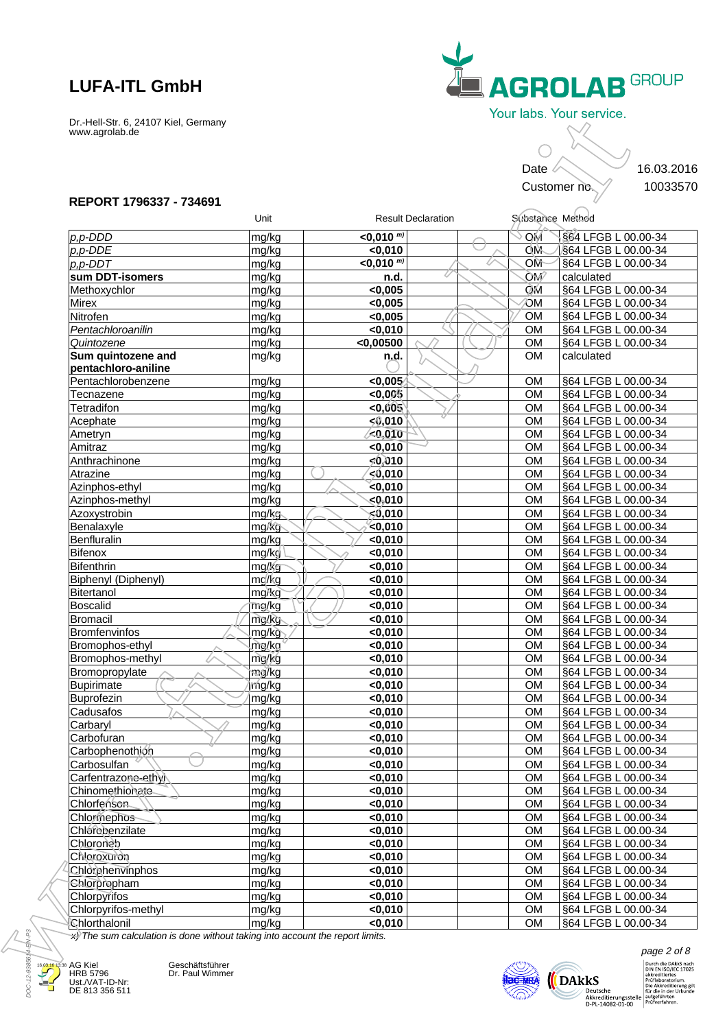**LUFA-ITL GmbH**

Dr.-Hell-Str. 6, 24107 Kiel, Germany
www.agrolab.de

AGROLAB GROUP
Your labs. Your service.

Date 16.03.2016
Customer no. 10033570

**REPORT 1796337 - 734691**

| | Unit | Result Declaration | | Substance | Method |
|---|---|---|---|---|---|
| *p,p-DDD* | mg/kg | **<0,010** m) | | OM | §64 LFGB L 00.00-34 |
| *p,p-DDE* | mg/kg | **<0,010** | | OM | §64 LFGB L 00.00-34 |
| *p,p-DDT* | mg/kg | **<0,010** m) | | OM | §64 LFGB L 00.00-34 |
| **sum DDT-isomers** | mg/kg | **n.d.** | | OM | calculated |
| Methoxychlor | mg/kg | **<0,005** | | OM | §64 LFGB L 00.00-34 |
| Mirex | mg/kg | **<0,005** | | OM | §64 LFGB L 00.00-34 |
| Nitrofen | mg/kg | **<0,005** | | OM | §64 LFGB L 00.00-34 |
| *Pentachloroanilin* | mg/kg | **<0,010** | | OM | §64 LFGB L 00.00-34 |
| *Quintozene* | mg/kg | **<0,00500** | | OM | §64 LFGB L 00.00-34 |
| **Sum quintozene and pentachloro-aniline** | mg/kg | **n.d.** | | OM | calculated |
| Pentachlorobenzene | mg/kg | **<0,005** | | OM | §64 LFGB L 00.00-34 |
| Tecnazene | mg/kg | **<0,005** | | OM | §64 LFGB L 00.00-34 |
| Tetradifon | mg/kg | **<0,005** | | OM | §64 LFGB L 00.00-34 |
| Acephate | mg/kg | **<0,010** | | OM | §64 LFGB L 00.00-34 |
| Ametryn | mg/kg | **<0,010** | | OM | §64 LFGB L 00.00-34 |
| Amitraz | mg/kg | **<0,010** | | OM | §64 LFGB L 00.00-34 |
| Anthrachinone | mg/kg | **<0,010** | | OM | §64 LFGB L 00.00-34 |
| Atrazine | mg/kg | **<0,010** | | OM | §64 LFGB L 00.00-34 |
| Azinphos-ethyl | mg/kg | **<0,010** | | OM | §64 LFGB L 00.00-34 |
| Azinphos-methyl | mg/kg | **<0,010** | | OM | §64 LFGB L 00.00-34 |
| Azoxystrobin | mg/kg | **<0,010** | | OM | §64 LFGB L 00.00-34 |
| Benalaxyle | mg/kg | **<0,010** | | OM | §64 LFGB L 00.00-34 |
| Benfluralin | mg/kg | **<0,010** | | OM | §64 LFGB L 00.00-34 |
| Bifenox | mg/kg | **<0,010** | | OM | §64 LFGB L 00.00-34 |
| Bifenthrin | mg/kg | **<0,010** | | OM | §64 LFGB L 00.00-34 |
| Biphenyl (Diphenyl) | mg/kg | **<0,010** | | OM | §64 LFGB L 00.00-34 |
| Bitertanol | mg/kg | **<0,010** | | OM | §64 LFGB L 00.00-34 |
| Boscalid | mg/kg | **<0,010** | | OM | §64 LFGB L 00.00-34 |
| Bromacil | mg/kg | **<0,010** | | OM | §64 LFGB L 00.00-34 |
| Bromfenvinfos | mg/kg | **<0,010** | | OM | §64 LFGB L 00.00-34 |
| Bromophos-ethyl | mg/kg | **<0,010** | | OM | §64 LFGB L 00.00-34 |
| Bromophos-methyl | mg/kg | **<0,010** | | OM | §64 LFGB L 00.00-34 |
| Bromopropylate | mg/kg | **<0,010** | | OM | §64 LFGB L 00.00-34 |
| Bupirimate | mg/kg | **<0,010** | | OM | §64 LFGB L 00.00-34 |
| Buprofezin | mg/kg | **<0,010** | | OM | §64 LFGB L 00.00-34 |
| Cadusafos | mg/kg | **<0,010** | | OM | §64 LFGB L 00.00-34 |
| Carbaryl | mg/kg | **<0,010** | | OM | §64 LFGB L 00.00-34 |
| Carbofuran | mg/kg | **<0,010** | | OM | §64 LFGB L 00.00-34 |
| Carbophenothion | mg/kg | **<0,010** | | OM | §64 LFGB L 00.00-34 |
| Carbosulfan | mg/kg | **<0,010** | | OM | §64 LFGB L 00.00-34 |
| Carfentrazone-ethyl | mg/kg | **<0,010** | | OM | §64 LFGB L 00.00-34 |
| Chinomethionate | mg/kg | **<0,010** | | OM | §64 LFGB L 00.00-34 |
| Chlorfenson | mg/kg | **<0,010** | | OM | §64 LFGB L 00.00-34 |
| Chlormephos | mg/kg | **<0,010** | | OM | §64 LFGB L 00.00-34 |
| Chlorobenzilate | mg/kg | **<0,010** | | OM | §64 LFGB L 00.00-34 |
| Chloroneb | mg/kg | **<0,010** | | OM | §64 LFGB L 00.00-34 |
| Chloroxuron | mg/kg | **<0,010** | | OM | §64 LFGB L 00.00-34 |
| Chlorphenvinphos | mg/kg | **<0,010** | | OM | §64 LFGB L 00.00-34 |
| Chlorpropham | mg/kg | **<0,010** | | OM | §64 LFGB L 00.00-34 |
| Chlorpyrifos | mg/kg | **<0,010** | | OM | §64 LFGB L 00.00-34 |
| Chlorpyrifos-methyl | mg/kg | **<0,010** | | OM | §64 LFGB L 00.00-34 |
| Chlorthalonil | mg/kg | **<0,010** | | OM | §64 LFGB L 00.00-34 |

*x) The sum calculation is done without taking into account the report limits.*

AG Kiel
HRB 5796
Ust./VAT-ID-Nr:
DE 813 356 511

Geschäftsführer
Dr. Paul Wimmer

Durch die DAkkS nach DIN EN ISO/IEC 17025 akkreditiertes Prüflaboratorium. Die Akkreditierung gilt für die in der Urkunde aufgeführten Prüfverfahren.

DAkkS Deutsche Akkreditierungsstelle D-PL-14082-01-00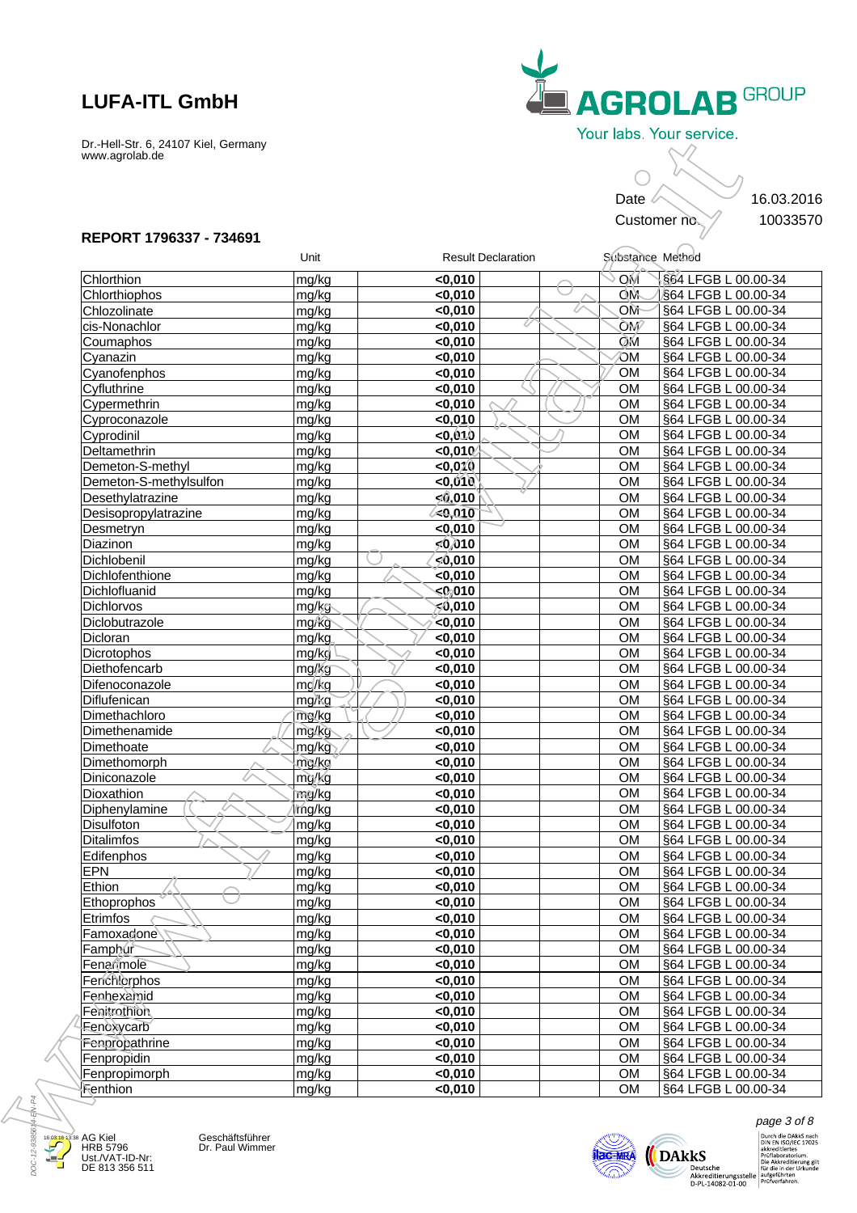## LUFA-ITL GmbH

Dr.-Hell-Str. 6, 24107 Kiel, Germany
www.agrolab.de

AGROLAB GROUP
Your labs. Your service.

| | |
|---|---|
| Date | 16.03.2016 |
| Customer no. | 10033570 |

**REPORT 1796337 - 734691**

| | Unit | Result | Declaration | | Substance | Method |
|---|---|---|---|---|---|---|
| Chlorthion | mg/kg | **<0,010** | | | OM | §64 LFGB L 00.00-34 |
| Chlorthiophos | mg/kg | **<0,010** | | | OM | §64 LFGB L 00.00-34 |
| Chlozolinate | mg/kg | **<0,010** | | | OM | §64 LFGB L 00.00-34 |
| cis-Nonachlor | mg/kg | **<0,010** | | | OM | §64 LFGB L 00.00-34 |
| Coumaphos | mg/kg | **<0,010** | | | OM | §64 LFGB L 00.00-34 |
| Cyanazin | mg/kg | **<0,010** | | | OM | §64 LFGB L 00.00-34 |
| Cyanofenphos | mg/kg | **<0,010** | | | OM | §64 LFGB L 00.00-34 |
| Cyfluthrine | mg/kg | **<0,010** | | | OM | §64 LFGB L 00.00-34 |
| Cypermethrin | mg/kg | **<0,010** | | | OM | §64 LFGB L 00.00-34 |
| Cyproconazole | mg/kg | **<0,010** | | | OM | §64 LFGB L 00.00-34 |
| Cyprodinil | mg/kg | **<0,010** | | | OM | §64 LFGB L 00.00-34 |
| Deltamethrin | mg/kg | **<0,010** | | | OM | §64 LFGB L 00.00-34 |
| Demeton-S-methyl | mg/kg | **<0,010** | | | OM | §64 LFGB L 00.00-34 |
| Demeton-S-methylsulfon | mg/kg | **<0,010** | | | OM | §64 LFGB L 00.00-34 |
| Desethylatrazine | mg/kg | **<0,010** | | | OM | §64 LFGB L 00.00-34 |
| Desisopropylatrazine | mg/kg | **<0,010** | | | OM | §64 LFGB L 00.00-34 |
| Desmetryn | mg/kg | **<0,010** | | | OM | §64 LFGB L 00.00-34 |
| Diazinon | mg/kg | **<0,010** | | | OM | §64 LFGB L 00.00-34 |
| Dichlobenil | mg/kg | **<0,010** | | | OM | §64 LFGB L 00.00-34 |
| Dichlofenthione | mg/kg | **<0,010** | | | OM | §64 LFGB L 00.00-34 |
| Dichlofluanid | mg/kg | **<0,010** | | | OM | §64 LFGB L 00.00-34 |
| Dichlorvos | mg/kg | **<0,010** | | | OM | §64 LFGB L 00.00-34 |
| Diclobutrazole | mg/kg | **<0,010** | | | OM | §64 LFGB L 00.00-34 |
| Dicloran | mg/kg | **<0,010** | | | OM | §64 LFGB L 00.00-34 |
| Dicrotophos | mg/kg | **<0,010** | | | OM | §64 LFGB L 00.00-34 |
| Diethofencarb | mg/kg | **<0,010** | | | OM | §64 LFGB L 00.00-34 |
| Difenoconazole | mg/kg | **<0,010** | | | OM | §64 LFGB L 00.00-34 |
| Diflufenican | mg/kg | **<0,010** | | | OM | §64 LFGB L 00.00-34 |
| Dimethachloro | mg/kg | **<0,010** | | | OM | §64 LFGB L 00.00-34 |
| Dimethenamide | mg/kg | **<0,010** | | | OM | §64 LFGB L 00.00-34 |
| Dimethoate | mg/kg | **<0,010** | | | OM | §64 LFGB L 00.00-34 |
| Dimethomorph | mg/kg | **<0,010** | | | OM | §64 LFGB L 00.00-34 |
| Diniconazole | mg/kg | **<0,010** | | | OM | §64 LFGB L 00.00-34 |
| Dioxathion | mg/kg | **<0,010** | | | OM | §64 LFGB L 00.00-34 |
| Diphenylamine | mg/kg | **<0,010** | | | OM | §64 LFGB L 00.00-34 |
| Disulfoton | mg/kg | **<0,010** | | | OM | §64 LFGB L 00.00-34 |
| Ditalimfos | mg/kg | **<0,010** | | | OM | §64 LFGB L 00.00-34 |
| Edifenphos | mg/kg | **<0,010** | | | OM | §64 LFGB L 00.00-34 |
| EPN | mg/kg | **<0,010** | | | OM | §64 LFGB L 00.00-34 |
| Ethion | mg/kg | **<0,010** | | | OM | §64 LFGB L 00.00-34 |
| Ethoprophos | mg/kg | **<0,010** | | | OM | §64 LFGB L 00.00-34 |
| Etrimfos | mg/kg | **<0,010** | | | OM | §64 LFGB L 00.00-34 |
| Famoxadone | mg/kg | **<0,010** | | | OM | §64 LFGB L 00.00-34 |
| Famphur | mg/kg | **<0,010** | | | OM | §64 LFGB L 00.00-34 |
| Fenarimole | mg/kg | **<0,010** | | | OM | §64 LFGB L 00.00-34 |
| Fenchlorphos | mg/kg | **<0,010** | | | OM | §64 LFGB L 00.00-34 |
| Fenhexamid | mg/kg | **<0,010** | | | OM | §64 LFGB L 00.00-34 |
| Fenitrothion | mg/kg | **<0,010** | | | OM | §64 LFGB L 00.00-34 |
| Fenoxycarb | mg/kg | **<0,010** | | | OM | §64 LFGB L 00.00-34 |
| Fenpropathrine | mg/kg | **<0,010** | | | OM | §64 LFGB L 00.00-34 |
| Fenpropidin | mg/kg | **<0,010** | | | OM | §64 LFGB L 00.00-34 |
| Fenpropimorph | mg/kg | **<0,010** | | | OM | §64 LFGB L 00.00-34 |
| Fenthion | mg/kg | **<0,010** | | | OM | §64 LFGB L 00.00-34 |

AG Kiel
HRB 5796
Ust./VAT-ID-Nr:
DE 813 356 511

Geschäftsführer
Dr. Paul Wimmer

DAkkS Deutsche Akkreditierungsstelle D-PL-14082-01-00

Durch die DAkkS nach DIN EN ISO/IEC 17025 akkreditiertes Prüflaboratorium. Die Akkreditierung gilt für die in der Urkunde aufgeführten Prüfverfahren.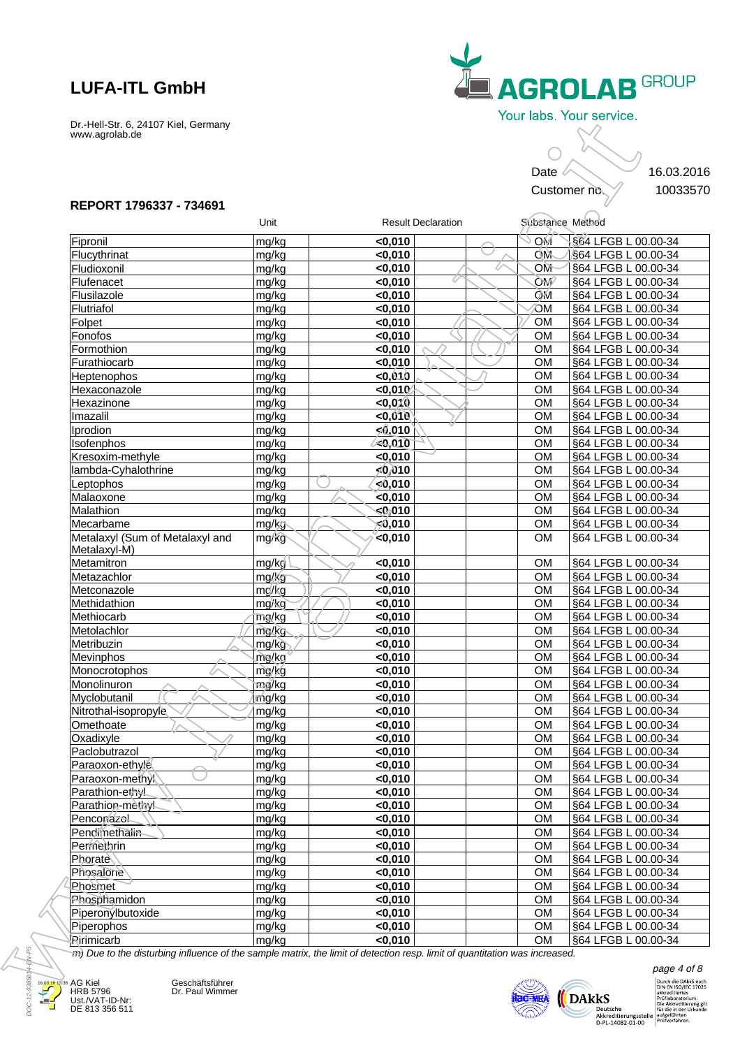# LUFA-ITL GmbH

Dr.-Hell-Str. 6, 24107 Kiel, Germany
www.agrolab.de

AGROLAB GROUP
Your labs. Your service.

Date 16.03.2016
Customer no. 10033570

## REPORT 1796337 - 734691

| | Unit | Result | Declaration | | Substance | Method |
|---|---|---|---|---|---|---|
| Fipronil | mg/kg | <0,010 | | | OM | §64 LFGB L 00.00-34 |
| Flucythrinat | mg/kg | <0,010 | | | OM | §64 LFGB L 00.00-34 |
| Fludioxonil | mg/kg | <0,010 | | | OM | §64 LFGB L 00.00-34 |
| Flufenacet | mg/kg | <0,010 | | | OM | §64 LFGB L 00.00-34 |
| Flusilazole | mg/kg | <0,010 | | | OM | §64 LFGB L 00.00-34 |
| Flutriafol | mg/kg | <0,010 | | | OM | §64 LFGB L 00.00-34 |
| Folpet | mg/kg | <0,010 | | | OM | §64 LFGB L 00.00-34 |
| Fonofos | mg/kg | <0,010 | | | OM | §64 LFGB L 00.00-34 |
| Formothion | mg/kg | <0,010 | | | OM | §64 LFGB L 00.00-34 |
| Furathiocarb | mg/kg | <0,010 | | | OM | §64 LFGB L 00.00-34 |
| Heptenophos | mg/kg | <0,010 | | | OM | §64 LFGB L 00.00-34 |
| Hexaconazole | mg/kg | <0,010 | | | OM | §64 LFGB L 00.00-34 |
| Hexazinone | mg/kg | <0,010 | | | OM | §64 LFGB L 00.00-34 |
| Imazalil | mg/kg | <0,010 | | | OM | §64 LFGB L 00.00-34 |
| Iprodion | mg/kg | <0,010 | | | OM | §64 LFGB L 00.00-34 |
| Isofenphos | mg/kg | <0,010 | | | OM | §64 LFGB L 00.00-34 |
| Kresoxim-methyle | mg/kg | <0,010 | | | OM | §64 LFGB L 00.00-34 |
| lambda-Cyhalothrine | mg/kg | <0,010 | | | OM | §64 LFGB L 00.00-34 |
| Leptophos | mg/kg | <0,010 | | | OM | §64 LFGB L 00.00-34 |
| Malaoxone | mg/kg | <0,010 | | | OM | §64 LFGB L 00.00-34 |
| Malathion | mg/kg | <0,010 | | | OM | §64 LFGB L 00.00-34 |
| Mecarbame | mg/kg | <0,010 | | | OM | §64 LFGB L 00.00-34 |
| Metalaxyl (Sum of Metalaxyl and Metalaxyl-M) | mg/kg | <0,010 | | | OM | §64 LFGB L 00.00-34 |
| Metamitron | mg/kg | <0,010 | | | OM | §64 LFGB L 00.00-34 |
| Metazachlor | mg/kg | <0,010 | | | OM | §64 LFGB L 00.00-34 |
| Metconazole | mg/kg | <0,010 | | | OM | §64 LFGB L 00.00-34 |
| Methidathion | mg/kg | <0,010 | | | OM | §64 LFGB L 00.00-34 |
| Methiocarb | mg/kg | <0,010 | | | OM | §64 LFGB L 00.00-34 |
| Metolachlor | mg/kg | <0,010 | | | OM | §64 LFGB L 00.00-34 |
| Metribuzin | mg/kg | <0,010 | | | OM | §64 LFGB L 00.00-34 |
| Mevinphos | mg/kg | <0,010 | | | OM | §64 LFGB L 00.00-34 |
| Monocrotophos | mg/kg | <0,010 | | | OM | §64 LFGB L 00.00-34 |
| Monolinuron | mg/kg | <0,010 | | | OM | §64 LFGB L 00.00-34 |
| Myclobutanil | mg/kg | <0,010 | | | OM | §64 LFGB L 00.00-34 |
| Nitrothal-isopropyle | mg/kg | <0,010 | | | OM | §64 LFGB L 00.00-34 |
| Omethoate | mg/kg | <0,010 | | | OM | §64 LFGB L 00.00-34 |
| Oxadixyle | mg/kg | <0,010 | | | OM | §64 LFGB L 00.00-34 |
| Paclobutrazol | mg/kg | <0,010 | | | OM | §64 LFGB L 00.00-34 |
| Paraoxon-ethyle | mg/kg | <0,010 | | | OM | §64 LFGB L 00.00-34 |
| Paraoxon-methyl | mg/kg | <0,010 | | | OM | §64 LFGB L 00.00-34 |
| Parathion-ethyl | mg/kg | <0,010 | | | OM | §64 LFGB L 00.00-34 |
| Parathion-methyl | mg/kg | <0,010 | | | OM | §64 LFGB L 00.00-34 |
| Penconazol | mg/kg | <0,010 | | | OM | §64 LFGB L 00.00-34 |
| Pendimethalin | mg/kg | <0,010 | | | OM | §64 LFGB L 00.00-34 |
| Permethrin | mg/kg | <0,010 | | | OM | §64 LFGB L 00.00-34 |
| Phorate | mg/kg | <0,010 | | | OM | §64 LFGB L 00.00-34 |
| Phosalone | mg/kg | <0,010 | | | OM | §64 LFGB L 00.00-34 |
| Phosmet | mg/kg | <0,010 | | | OM | §64 LFGB L 00.00-34 |
| Phosphamidon | mg/kg | <0,010 | | | OM | §64 LFGB L 00.00-34 |
| Piperonylbutoxide | mg/kg | <0,010 | | | OM | §64 LFGB L 00.00-34 |
| Piperophos | mg/kg | <0,010 | | | OM | §64 LFGB L 00.00-34 |
| Pirimicarb | mg/kg | <0,010 | | | OM | §64 LFGB L 00.00-34 |

*m) Due to the disturbing influence of the sample matrix, the limit of detection resp. limit of quantitation was increased.*

AG Kiel
HRB 5796
Ust./VAT-ID-Nr:
DE 813 356 511

Geschäftsführer
Dr. Paul Wimmer

Durch die DAkkS nach DIN EN ISO/IEC 17025 akkreditiertes Prüflaboratorium. Die Akkreditierung gilt für die in der Urkunde aufgeführten Prüfverfahren.

Deutsche Akkreditierungsstelle D-PL-14082-01-00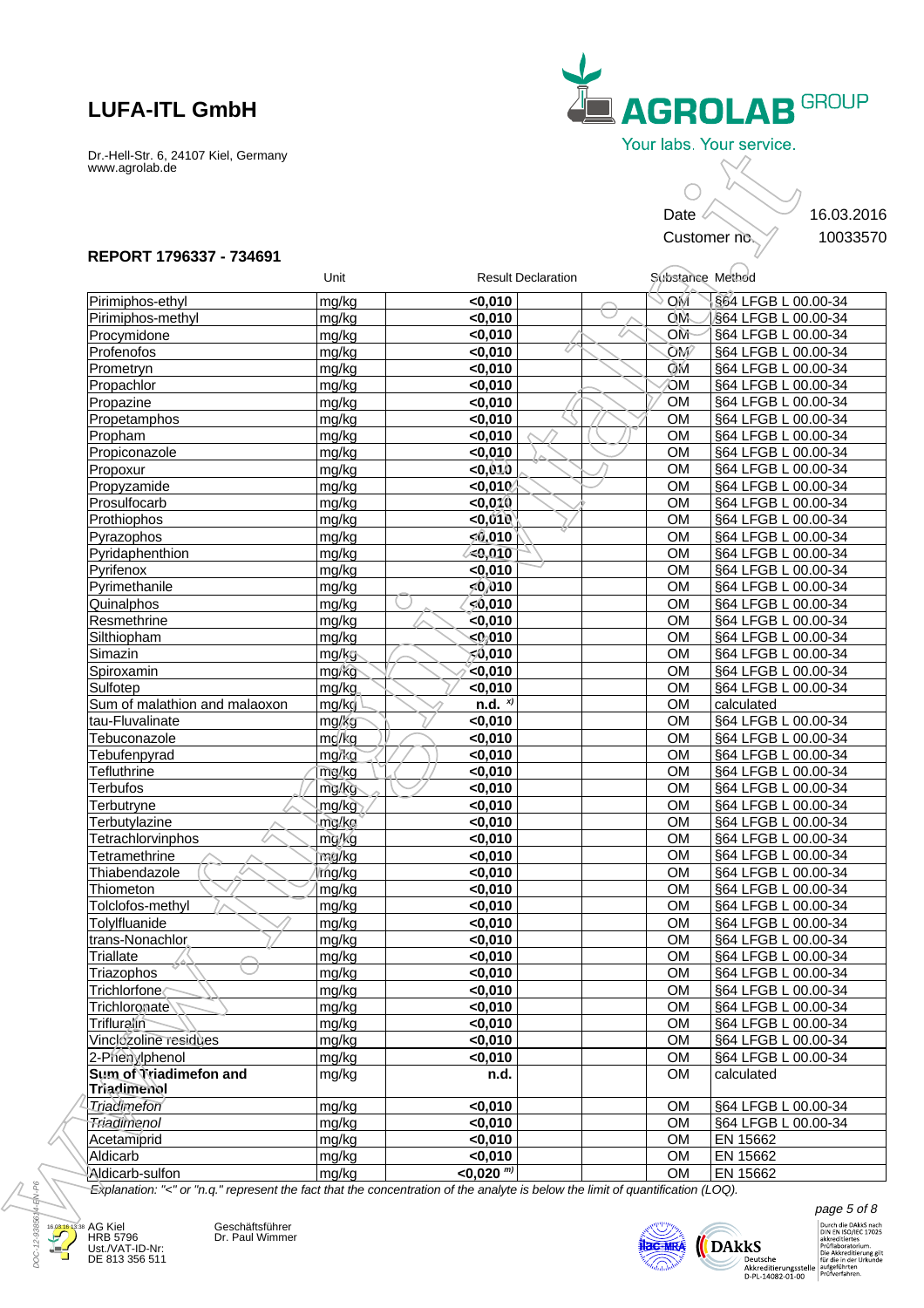# LUFA-ITL GmbH

Dr.-Hell-Str. 6, 24107 Kiel, Germany
www.agrolab.de

AGROLAB GROUP
Your labs. Your service.

Date 16.03.2016
Customer no. 10033570

## REPORT 1796337 - 734691

| | Unit | Result | Declaration | | Substance | Method |
|---|---|---|---|---|---|---|
| Pirimiphos-ethyl | mg/kg | <0,010 | | | OM | §64 LFGB L 00.00-34 |
| Pirimiphos-methyl | mg/kg | <0,010 | | | OM | §64 LFGB L 00.00-34 |
| Procymidone | mg/kg | <0,010 | | | OM | §64 LFGB L 00.00-34 |
| Profenofos | mg/kg | <0,010 | | | OM | §64 LFGB L 00.00-34 |
| Prometryn | mg/kg | <0,010 | | | OM | §64 LFGB L 00.00-34 |
| Propachlor | mg/kg | <0,010 | | | OM | §64 LFGB L 00.00-34 |
| Propazine | mg/kg | <0,010 | | | OM | §64 LFGB L 00.00-34 |
| Propetamphos | mg/kg | <0,010 | | | OM | §64 LFGB L 00.00-34 |
| Propham | mg/kg | <0,010 | | | OM | §64 LFGB L 00.00-34 |
| Propiconazole | mg/kg | <0,010 | | | OM | §64 LFGB L 00.00-34 |
| Propoxur | mg/kg | <0,010 | | | OM | §64 LFGB L 00.00-34 |
| Propyzamide | mg/kg | <0,010 | | | OM | §64 LFGB L 00.00-34 |
| Prosulfocarb | mg/kg | <0,010 | | | OM | §64 LFGB L 00.00-34 |
| Prothiophos | mg/kg | <0,010 | | | OM | §64 LFGB L 00.00-34 |
| Pyrazophos | mg/kg | <0,010 | | | OM | §64 LFGB L 00.00-34 |
| Pyridaphenthion | mg/kg | <0,010 | | | OM | §64 LFGB L 00.00-34 |
| Pyrifenox | mg/kg | <0,010 | | | OM | §64 LFGB L 00.00-34 |
| Pyrimethanile | mg/kg | <0,010 | | | OM | §64 LFGB L 00.00-34 |
| Quinalphos | mg/kg | <0,010 | | | OM | §64 LFGB L 00.00-34 |
| Resmethrine | mg/kg | <0,010 | | | OM | §64 LFGB L 00.00-34 |
| Silthiopham | mg/kg | <0,010 | | | OM | §64 LFGB L 00.00-34 |
| Simazin | mg/kg | <0,010 | | | OM | §64 LFGB L 00.00-34 |
| Spiroxamin | mg/kg | <0,010 | | | OM | §64 LFGB L 00.00-34 |
| Sulfotep | mg/kg | <0,010 | | | OM | §64 LFGB L 00.00-34 |
| Sum of malathion and malaoxon | mg/kg | n.d. x) | | | OM | calculated |
| tau-Fluvalinate | mg/kg | <0,010 | | | OM | §64 LFGB L 00.00-34 |
| Tebuconazole | mg/kg | <0,010 | | | OM | §64 LFGB L 00.00-34 |
| Tebufenpyrad | mg/kg | <0,010 | | | OM | §64 LFGB L 00.00-34 |
| Tefluthrine | mg/kg | <0,010 | | | OM | §64 LFGB L 00.00-34 |
| Terbufos | mg/kg | <0,010 | | | OM | §64 LFGB L 00.00-34 |
| Terbutryne | mg/kg | <0,010 | | | OM | §64 LFGB L 00.00-34 |
| Terbutylazine | mg/kg | <0,010 | | | OM | §64 LFGB L 00.00-34 |
| Tetrachlorvinphos | mg/kg | <0,010 | | | OM | §64 LFGB L 00.00-34 |
| Tetramethrine | mg/kg | <0,010 | | | OM | §64 LFGB L 00.00-34 |
| Thiabendazole | mg/kg | <0,010 | | | OM | §64 LFGB L 00.00-34 |
| Thiometon | mg/kg | <0,010 | | | OM | §64 LFGB L 00.00-34 |
| Tolclofos-methyl | mg/kg | <0,010 | | | OM | §64 LFGB L 00.00-34 |
| Tolylfluanide | mg/kg | <0,010 | | | OM | §64 LFGB L 00.00-34 |
| trans-Nonachlor | mg/kg | <0,010 | | | OM | §64 LFGB L 00.00-34 |
| Triallate | mg/kg | <0,010 | | | OM | §64 LFGB L 00.00-34 |
| Triazophos | mg/kg | <0,010 | | | OM | §64 LFGB L 00.00-34 |
| Trichlorfone | mg/kg | <0,010 | | | OM | §64 LFGB L 00.00-34 |
| Trichloronate | mg/kg | <0,010 | | | OM | §64 LFGB L 00.00-34 |
| Trifluralin | mg/kg | <0,010 | | | OM | §64 LFGB L 00.00-34 |
| Vinclozoline residues | mg/kg | <0,010 | | | OM | §64 LFGB L 00.00-34 |
| 2-Phenylphenol | mg/kg | <0,010 | | | OM | §64 LFGB L 00.00-34 |
| **Sum of Triadimefon and Triadimenol** | mg/kg | n.d. | | | OM | calculated |
| *Triadimefon* | mg/kg | <0,010 | | | OM | §64 LFGB L 00.00-34 |
| *Triadimenol* | mg/kg | <0,010 | | | OM | §64 LFGB L 00.00-34 |
| Acetamiprid | mg/kg | <0,010 | | | OM | EN 15662 |
| Aldicarb | mg/kg | <0,010 | | | OM | EN 15662 |
| Aldicarb-sulfon | mg/kg | <0,020 m) | | | OM | EN 15662 |

*Explanation: "<" or "n.q." represent the fact that the concentration of the analyte is below the limit of quantification (LOQ).*

AG Kiel
HRB 5796
Ust./VAT-ID-Nr:
DE 813 356 511

Geschäftsführer
Dr. Paul Wimmer

Durch die DAkkS nach DIN EN ISO/IEC 17025 akkreditiertes Prüflaboratorium. Die Akkreditierung gilt für die in der Urkunde aufgeführten Prüfverfahren.

DAkkS Deutsche Akkreditierungsstelle D-PL-14082-01-00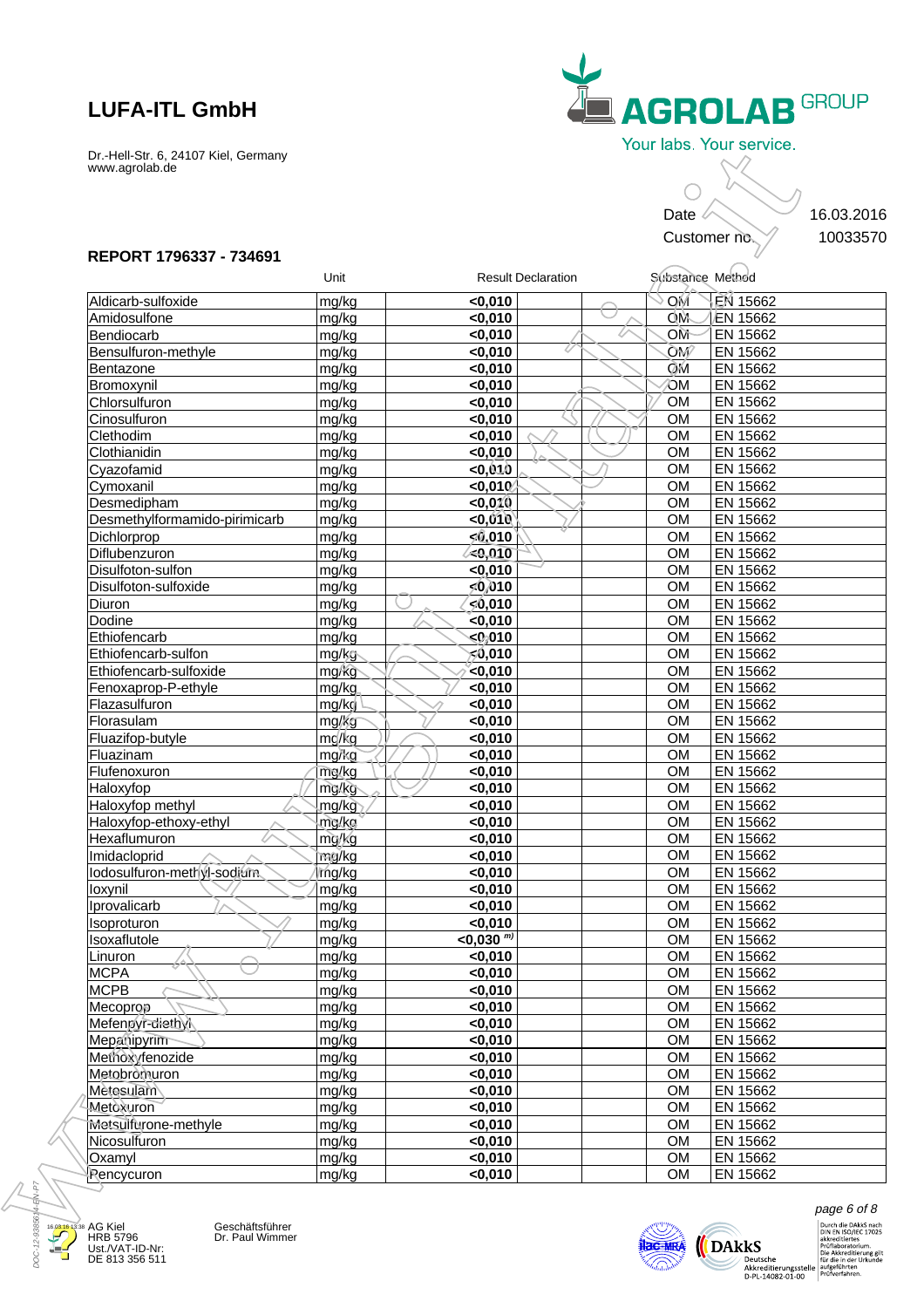# LUFA-ITL GmbH

Dr.-Hell-Str. 6, 24107 Kiel, Germany
www.agrolab.de

AGROLAB GROUP
Your labs. Your service.

Date 16.03.2016
Customer no. 10033570

## REPORT 1796337 - 734691

| | Unit | Result Declaration | | | Substance | Method |
|---|---|---|---|---|---|---|
| Aldicarb-sulfoxide | mg/kg | <0,010 | | | OM | EN 15662 |
| Amidosulfone | mg/kg | <0,010 | | | OM | EN 15662 |
| Bendiocarb | mg/kg | <0,010 | | | OM | EN 15662 |
| Bensulfuron-methyle | mg/kg | <0,010 | | | OM | EN 15662 |
| Bentazone | mg/kg | <0,010 | | | OM | EN 15662 |
| Bromoxynil | mg/kg | <0,010 | | | OM | EN 15662 |
| Chlorsulfuron | mg/kg | <0,010 | | | OM | EN 15662 |
| Cinosulfuron | mg/kg | <0,010 | | | OM | EN 15662 |
| Clethodim | mg/kg | <0,010 | | | OM | EN 15662 |
| Clothianidin | mg/kg | <0,010 | | | OM | EN 15662 |
| Cyazofamid | mg/kg | <0,010 | | | OM | EN 15662 |
| Cymoxanil | mg/kg | <0,010 | | | OM | EN 15662 |
| Desmedipham | mg/kg | <0,010 | | | OM | EN 15662 |
| Desmethylformamido-pirimicarb | mg/kg | <0,010 | | | OM | EN 15662 |
| Dichlorprop | mg/kg | <0,010 | | | OM | EN 15662 |
| Diflubenzuron | mg/kg | <0,010 | | | OM | EN 15662 |
| Disulfoton-sulfon | mg/kg | <0,010 | | | OM | EN 15662 |
| Disulfoton-sulfoxide | mg/kg | <0,010 | | | OM | EN 15662 |
| Diuron | mg/kg | <0,010 | | | OM | EN 15662 |
| Dodine | mg/kg | <0,010 | | | OM | EN 15662 |
| Ethiofencarb | mg/kg | <0,010 | | | OM | EN 15662 |
| Ethiofencarb-sulfon | mg/kg | <0,010 | | | OM | EN 15662 |
| Ethiofencarb-sulfoxide | mg/kg | <0,010 | | | OM | EN 15662 |
| Fenoxaprop-P-ethyle | mg/kg | <0,010 | | | OM | EN 15662 |
| Flazasulfuron | mg/kg | <0,010 | | | OM | EN 15662 |
| Florasulam | mg/kg | <0,010 | | | OM | EN 15662 |
| Fluazifop-butyle | mg/kg | <0,010 | | | OM | EN 15662 |
| Fluazinam | mg/kg | <0,010 | | | OM | EN 15662 |
| Flufenoxuron | mg/kg | <0,010 | | | OM | EN 15662 |
| Haloxyfop | mg/kg | <0,010 | | | OM | EN 15662 |
| Haloxyfop methyl | mg/kg | <0,010 | | | OM | EN 15662 |
| Haloxyfop-ethoxy-ethyl | mg/kg | <0,010 | | | OM | EN 15662 |
| Hexaflumuron | mg/kg | <0,010 | | | OM | EN 15662 |
| Imidacloprid | mg/kg | <0,010 | | | OM | EN 15662 |
| Iodosulfuron-methyl-sodium | mg/kg | <0,010 | | | OM | EN 15662 |
| Ioxynil | mg/kg | <0,010 | | | OM | EN 15662 |
| Iprovalicarb | mg/kg | <0,010 | | | OM | EN 15662 |
| Isoproturon | mg/kg | <0,010 | | | OM | EN 15662 |
| Isoxaflutole | mg/kg | <0,030 m) | | | OM | EN 15662 |
| Linuron | mg/kg | <0,010 | | | OM | EN 15662 |
| MCPA | mg/kg | <0,010 | | | OM | EN 15662 |
| MCPB | mg/kg | <0,010 | | | OM | EN 15662 |
| Mecoprop | mg/kg | <0,010 | | | OM | EN 15662 |
| Mefenpyr-diethyl | mg/kg | <0,010 | | | OM | EN 15662 |
| Mepanipyrim | mg/kg | <0,010 | | | OM | EN 15662 |
| Methoxyfenozide | mg/kg | <0,010 | | | OM | EN 15662 |
| Metobromuron | mg/kg | <0,010 | | | OM | EN 15662 |
| Metosulam | mg/kg | <0,010 | | | OM | EN 15662 |
| Metoxuron | mg/kg | <0,010 | | | OM | EN 15662 |
| Metsulfurone-methyle | mg/kg | <0,010 | | | OM | EN 15662 |
| Nicosulfuron | mg/kg | <0,010 | | | OM | EN 15662 |
| Oxamyl | mg/kg | <0,010 | | | OM | EN 15662 |
| Pencycuron | mg/kg | <0,010 | | | OM | EN 15662 |

AG Kiel
HRB 5796
Ust./VAT-ID-Nr:
DE 813 356 511

Geschäftsführer
Dr. Paul Wimmer

Durch die DAkkS nach DIN EN ISO/IEC 17025 akkreditiertes Prüflaboratorium. Die Akkreditierung gilt für die in der Urkunde aufgeführten Prüfverfahren.

Deutsche Akkreditierungsstelle D-PL-14082-01-00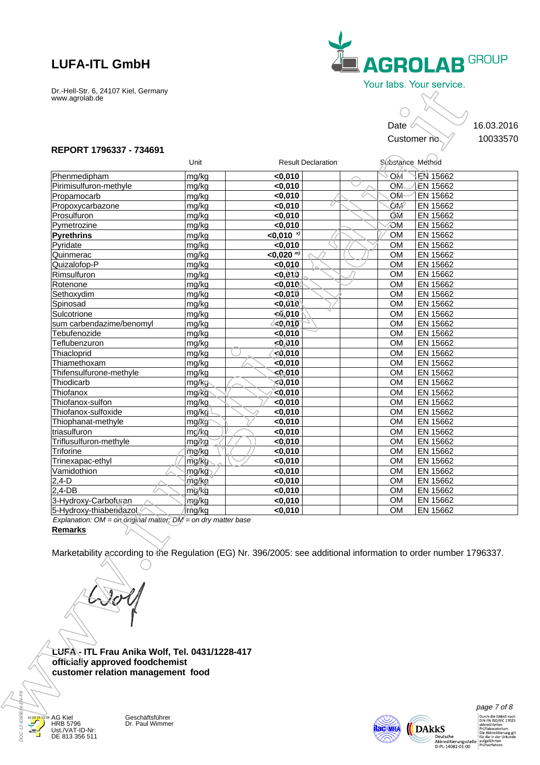# LUFA-ITL GmbH

Dr.-Hell-Str. 6, 24107 Kiel, Germany
www.agrolab.de

AGROLAB GROUP
Your labs. Your service.

Date 16.03.2016
Customer no. 10033570

**REPORT 1796337 - 734691**

| | Unit | Result Declaration | | | Substance | Method |
|---|---|---|---|---|---|---|
| Phenmedipham | mg/kg | **<0,010** | | | OM | EN 15662 |
| Pirimisulfuron-methyle | mg/kg | **<0,010** | | | OM | EN 15662 |
| Propamocarb | mg/kg | **<0,010** | | | OM | EN 15662 |
| Propoxycarbazone | mg/kg | **<0,010** | | | OM | EN 15662 |
| Prosulfuron | mg/kg | **<0,010** | | | OM | EN 15662 |
| Pymetrozine | mg/kg | **<0,010** | | | OM | EN 15662 |
| **Pyrethrins** | mg/kg | **<0,010 x)** | | | OM | EN 15662 |
| Pyridate | mg/kg | **<0,010** | | | OM | EN 15662 |
| Quinmerac | mg/kg | **<0,020 m)** | | | OM | EN 15662 |
| Quizalofop-P | mg/kg | **<0,010** | | | OM | EN 15662 |
| Rimsulfuron | mg/kg | **<0,010** | | | OM | EN 15662 |
| Rotenone | mg/kg | **<0,010** | | | OM | EN 15662 |
| Sethoxydim | mg/kg | **<0,010** | | | OM | EN 15662 |
| Spinosad | mg/kg | **<0,010** | | | OM | EN 15662 |
| Sulcotrione | mg/kg | **<0,010** | | | OM | EN 15662 |
| sum carbendazime/benomyl | mg/kg | **<0,010** | | | OM | EN 15662 |
| Tebufenozide | mg/kg | **<0,010** | | | OM | EN 15662 |
| Teflubenzuron | mg/kg | **<0,010** | | | OM | EN 15662 |
| Thiacloprid | mg/kg | **<0,010** | | | OM | EN 15662 |
| Thiamethoxam | mg/kg | **<0,010** | | | OM | EN 15662 |
| Thifensulfurone-methyle | mg/kg | **<0,010** | | | OM | EN 15662 |
| Thiodicarb | mg/kg | **<0,010** | | | OM | EN 15662 |
| Thiofanox | mg/kg | **<0,010** | | | OM | EN 15662 |
| Thiofanox-sulfon | mg/kg | **<0,010** | | | OM | EN 15662 |
| Thiofanox-sulfoxide | mg/kg | **<0,010** | | | OM | EN 15662 |
| Thiophanat-methyle | mg/kg | **<0,010** | | | OM | EN 15662 |
| triasulfuron | mg/kg | **<0,010** | | | OM | EN 15662 |
| Triflusulfuron-methyle | mg/kg | **<0,010** | | | OM | EN 15662 |
| Triforine | mg/kg | **<0,010** | | | OM | EN 15662 |
| Trinexapac-ethyl | mg/kg | **<0,010** | | | OM | EN 15662 |
| Vamidothion | mg/kg | **<0,010** | | | OM | EN 15662 |
| 2,4-D | mg/kg | **<0,010** | | | OM | EN 15662 |
| 2,4-DB | mg/kg | **<0,010** | | | OM | EN 15662 |
| 3-Hydroxy-Carbofuran | mg/kg | **<0,010** | | | OM | EN 15662 |
| 5-Hydroxy-thiabendazol | mg/kg | **<0,010** | | | OM | EN 15662 |

*Explanation: OM = on original matter; DM = on dry matter base*

**Remarks**

Marketability according to the Regulation (EG) Nr. 396/2005: see additional information to order number 1796337.

**LUFA - ITL Frau Anika Wolf, Tel. 0431/1228-417**
**officially approved foodchemist**
**customer relation management food**

AG Kiel
HRB 5796
Ust./VAT-ID-Nr:
DE 813 356 511

Geschäftsführer
Dr. Paul Wimmer

DAkkS Deutsche Akkreditierungsstelle D-PL-14082-01-00
Durch die DAkkS nach DIN EN ISO/IEC 17025 akkreditiertes Prüflaboratorium. Die Akkreditierung gilt für die in der Urkunde aufgeführten Prüfverfahren.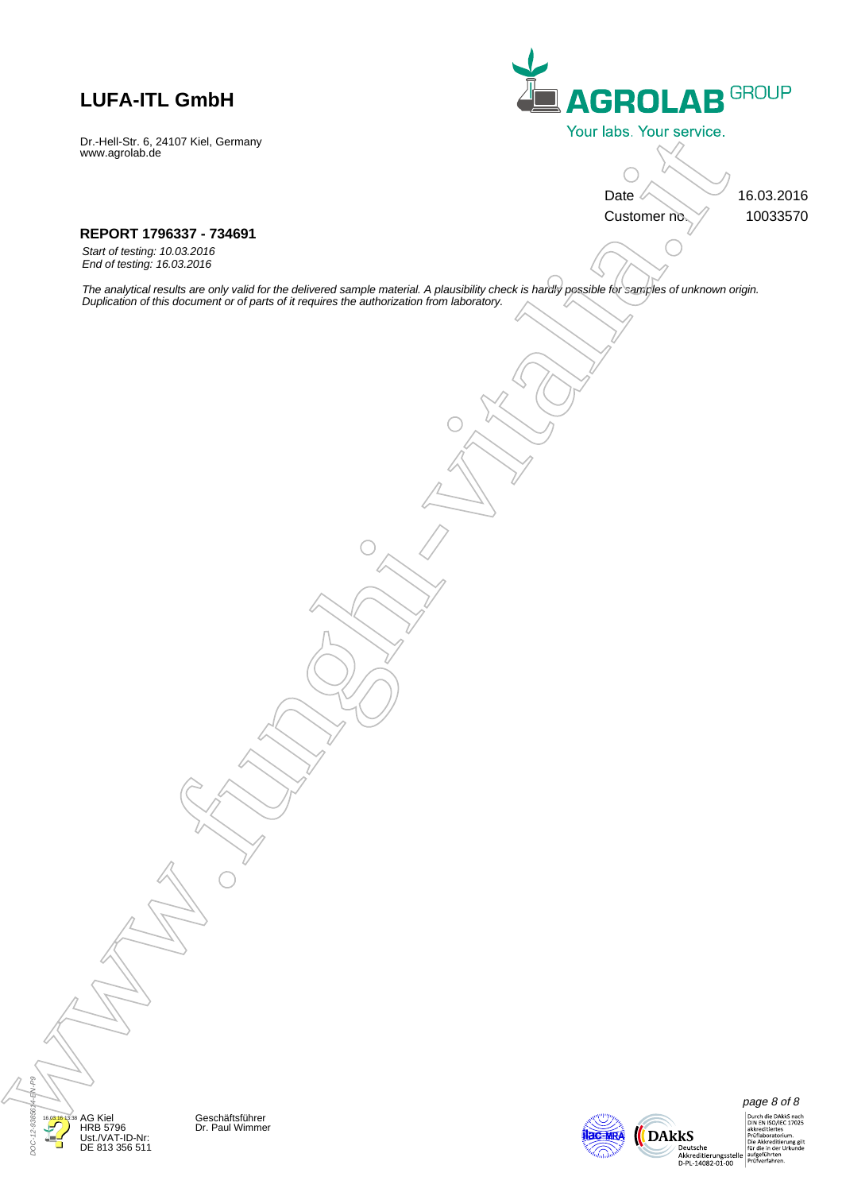# LUFA-ITL GmbH

Dr.-Hell-Str. 6, 24107 Kiel, Germany
www.agrolab.de

AGROLAB GROUP
Your labs. Your service.

| | |
|---|---|
| Date | 16.03.2016 |
| Customer no. | 10033570 |

**REPORT 1796337 - 734691**

*Start of testing: 10.03.2016*
*End of testing: 16.03.2016*

*The analytical results are only valid for the delivered sample material. A plausibility check is hardly possible for samples of unknown origin. Duplication of this document or of parts of it requires the authorization from laboratory.*

AG Kiel
HRB 5796
Ust./VAT-ID-Nr:
DE 813 356 511

Geschäftsführer
Dr. Paul Wimmer

Durch die DAkkS nach DIN EN ISO/IEC 17025 akkreditiertes Prüflaboratorium. Die Akkreditierung gilt für die in der Urkunde aufgeführten Prüfverfahren.

Deutsche Akkreditierungsstelle
D-PL-14082-01-00